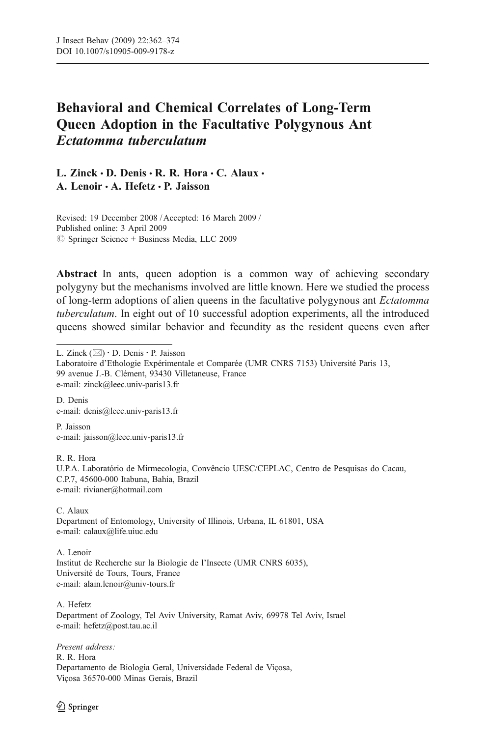# Behavioral and Chemical Correlates of Long-Term Queen Adoption in the Facultative Polygynous Ant *Ectatomma tuberculatum*

**L. Zinck · D. Denis · R. R. Hora · C. Alaux · A. Lenoir · A. Hefetz · P. Jaisson**

Revised: 19 December 2008 / Accepted: 16 March 2009 /
Published online: 3 April 2009
© Springer Science + Business Media, LLC 2009

**Abstract** In ants, queen adoption is a common way of achieving secondary polygyny but the mechanisms involved are little known. Here we studied the process of long-term adoptions of alien queens in the facultative polygynous ant *Ectatomma tuberculatum*. In eight out of 10 successful adoption experiments, all the introduced queens showed similar behavior and fecundity as the resident queens even after

---

L. Zinck (✉) · D. Denis · P. Jaisson
Laboratoire d'Ethologie Expérimentale et Comparée (UMR CNRS 7153) Université Paris 13,
99 avenue J.-B. Clément, 93430 Villetaneuse, France
e-mail: zinck@leec.univ-paris13.fr

D. Denis
e-mail: denis@leec.univ-paris13.fr

P. Jaisson
e-mail: jaisson@leec.univ-paris13.fr

R. R. Hora
U.P.A. Laboratório de Mirmecologia, Convêncio UESC/CEPLAC, Centro de Pesquisas do Cacau,
C.P.7, 45600-000 Itabuna, Bahia, Brazil
e-mail: rivianer@hotmail.com

C. Alaux
Department of Entomology, University of Illinois, Urbana, IL 61801, USA
e-mail: calaux@life.uiuc.edu

A. Lenoir
Institut de Recherche sur la Biologie de l'Insecte (UMR CNRS 6035),
Université de Tours, Tours, France
e-mail: alain.lenoir@univ-tours.fr

A. Hefetz
Department of Zoology, Tel Aviv University, Ramat Aviv, 69978 Tel Aviv, Israel
e-mail: hefetz@post.tau.ac.il

*Present address:*
R. R. Hora
Departamento de Biologia Geral, Universidade Federal de Viçosa,
Viçosa 36570-000 Minas Gerais, Brazil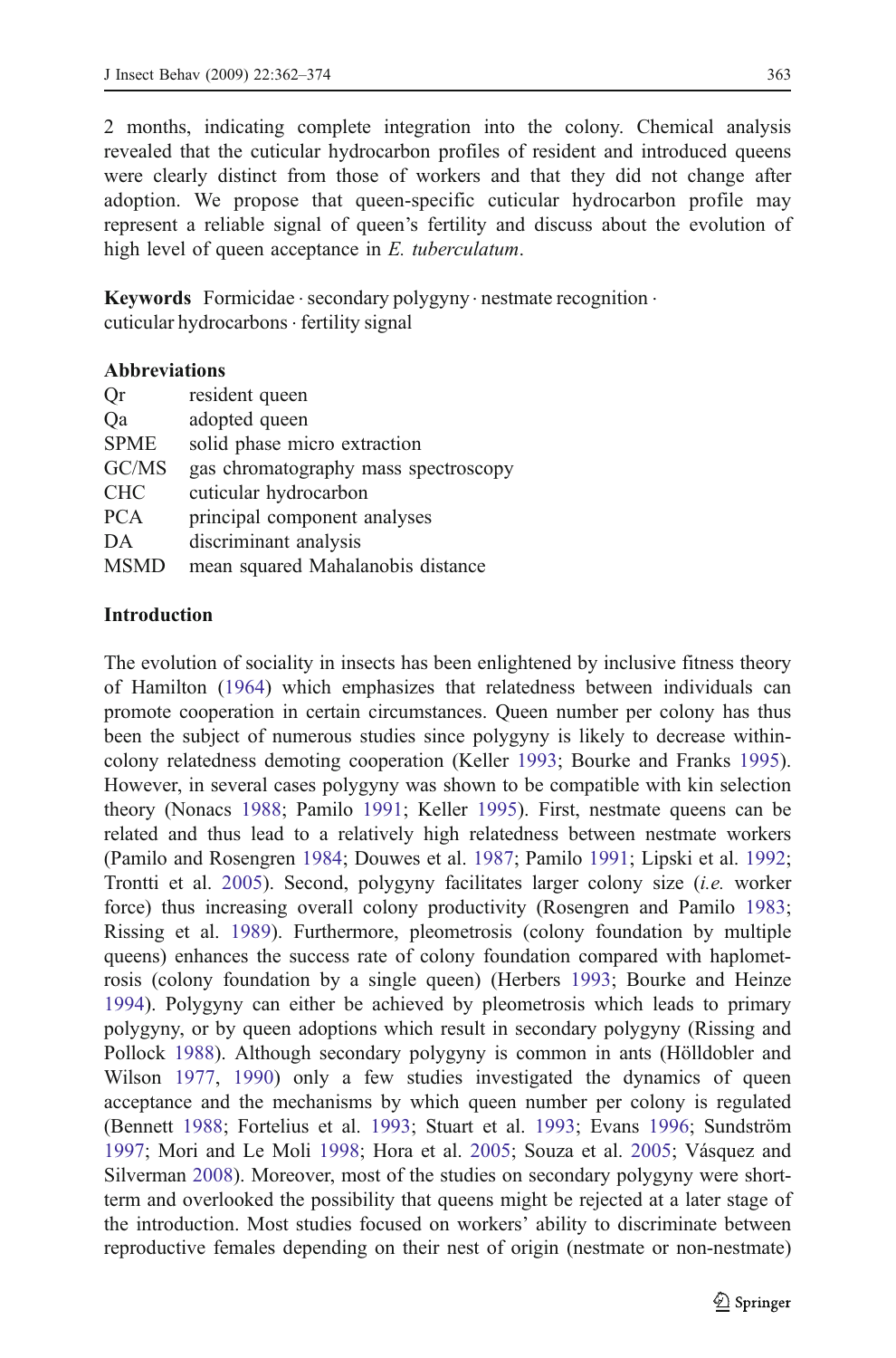2 months, indicating complete integration into the colony. Chemical analysis revealed that the cuticular hydrocarbon profiles of resident and introduced queens were clearly distinct from those of workers and that they did not change after adoption. We propose that queen-specific cuticular hydrocarbon profile may represent a reliable signal of queen's fertility and discuss about the evolution of high level of queen acceptance in *E. tuberculatum*.

**Keywords** Formicidae · secondary polygyny · nestmate recognition · cuticular hydrocarbons · fertility signal

**Abbreviations**

| | |
|---|---|
| Qr | resident queen |
| Qa | adopted queen |
| SPME | solid phase micro extraction |
| GC/MS | gas chromatography mass spectroscopy |
| CHC | cuticular hydrocarbon |
| PCA | principal component analyses |
| DA | discriminant analysis |
| MSMD | mean squared Mahalanobis distance |

## Introduction

The evolution of sociality in insects has been enlightened by inclusive fitness theory of Hamilton (1964) which emphasizes that relatedness between individuals can promote cooperation in certain circumstances. Queen number per colony has thus been the subject of numerous studies since polygyny is likely to decrease within-colony relatedness demoting cooperation (Keller 1993; Bourke and Franks 1995). However, in several cases polygyny was shown to be compatible with kin selection theory (Nonacs 1988; Pamilo 1991; Keller 1995). First, nestmate queens can be related and thus lead to a relatively high relatedness between nestmate workers (Pamilo and Rosengren 1984; Douwes et al. 1987; Pamilo 1991; Lipski et al. 1992; Trontti et al. 2005). Second, polygyny facilitates larger colony size (*i.e.* worker force) thus increasing overall colony productivity (Rosengren and Pamilo 1983; Rissing et al. 1989). Furthermore, pleometrosis (colony foundation by multiple queens) enhances the success rate of colony foundation compared with haplometrosis (colony foundation by a single queen) (Herbers 1993; Bourke and Heinze 1994). Polygyny can either be achieved by pleometrosis which leads to primary polygyny, or by queen adoptions which result in secondary polygyny (Rissing and Pollock 1988). Although secondary polygyny is common in ants (Hölldobler and Wilson 1977, 1990) only a few studies investigated the dynamics of queen acceptance and the mechanisms by which queen number per colony is regulated (Bennett 1988; Fortelius et al. 1993; Stuart et al. 1993; Evans 1996; Sundström 1997; Mori and Le Moli 1998; Hora et al. 2005; Souza et al. 2005; Vásquez and Silverman 2008). Moreover, most of the studies on secondary polygyny were short-term and overlooked the possibility that queens might be rejected at a later stage of the introduction. Most studies focused on workers' ability to discriminate between reproductive females depending on their nest of origin (nestmate or non-nestmate)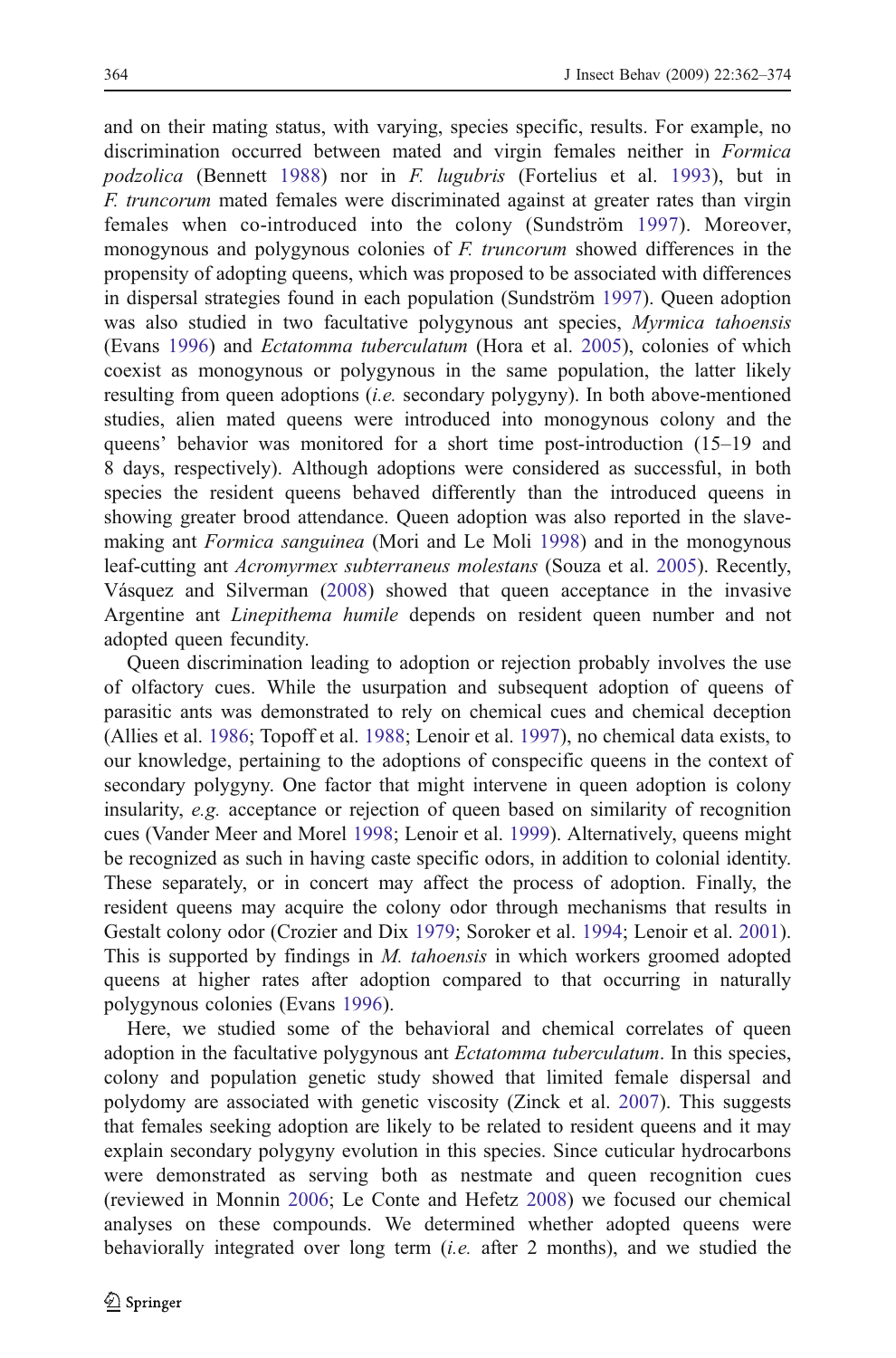and on their mating status, with varying, species specific, results. For example, no discrimination occurred between mated and virgin females neither in *Formica podzolica* (Bennett 1988) nor in *F. lugubris* (Fortelius et al. 1993), but in *F. truncorum* mated females were discriminated against at greater rates than virgin females when co-introduced into the colony (Sundström 1997). Moreover, monogynous and polygynous colonies of *F. truncorum* showed differences in the propensity of adopting queens, which was proposed to be associated with differences in dispersal strategies found in each population (Sundström 1997). Queen adoption was also studied in two facultative polygynous ant species, *Myrmica tahoensis* (Evans 1996) and *Ectatomma tuberculatum* (Hora et al. 2005), colonies of which coexist as monogynous or polygynous in the same population, the latter likely resulting from queen adoptions (*i.e.* secondary polygyny). In both above-mentioned studies, alien mated queens were introduced into monogynous colony and the queens' behavior was monitored for a short time post-introduction (15–19 and 8 days, respectively). Although adoptions were considered as successful, in both species the resident queens behaved differently than the introduced queens in showing greater brood attendance. Queen adoption was also reported in the slave-making ant *Formica sanguinea* (Mori and Le Moli 1998) and in the monogynous leaf-cutting ant *Acromyrmex subterraneus molestans* (Souza et al. 2005). Recently, Vásquez and Silverman (2008) showed that queen acceptance in the invasive Argentine ant *Linepithema humile* depends on resident queen number and not adopted queen fecundity.

Queen discrimination leading to adoption or rejection probably involves the use of olfactory cues. While the usurpation and subsequent adoption of queens of parasitic ants was demonstrated to rely on chemical cues and chemical deception (Allies et al. 1986; Topoff et al. 1988; Lenoir et al. 1997), no chemical data exists, to our knowledge, pertaining to the adoptions of conspecific queens in the context of secondary polygyny. One factor that might intervene in queen adoption is colony insularity, *e.g.* acceptance or rejection of queen based on similarity of recognition cues (Vander Meer and Morel 1998; Lenoir et al. 1999). Alternatively, queens might be recognized as such in having caste specific odors, in addition to colonial identity. These separately, or in concert may affect the process of adoption. Finally, the resident queens may acquire the colony odor through mechanisms that results in Gestalt colony odor (Crozier and Dix 1979; Soroker et al. 1994; Lenoir et al. 2001). This is supported by findings in *M. tahoensis* in which workers groomed adopted queens at higher rates after adoption compared to that occurring in naturally polygynous colonies (Evans 1996).

Here, we studied some of the behavioral and chemical correlates of queen adoption in the facultative polygynous ant *Ectatomma tuberculatum*. In this species, colony and population genetic study showed that limited female dispersal and polydomy are associated with genetic viscosity (Zinck et al. 2007). This suggests that females seeking adoption are likely to be related to resident queens and it may explain secondary polygyny evolution in this species. Since cuticular hydrocarbons were demonstrated as serving both as nestmate and queen recognition cues (reviewed in Monnin 2006; Le Conte and Hefetz 2008) we focused our chemical analyses on these compounds. We determined whether adopted queens were behaviorally integrated over long term (*i.e.* after 2 months), and we studied the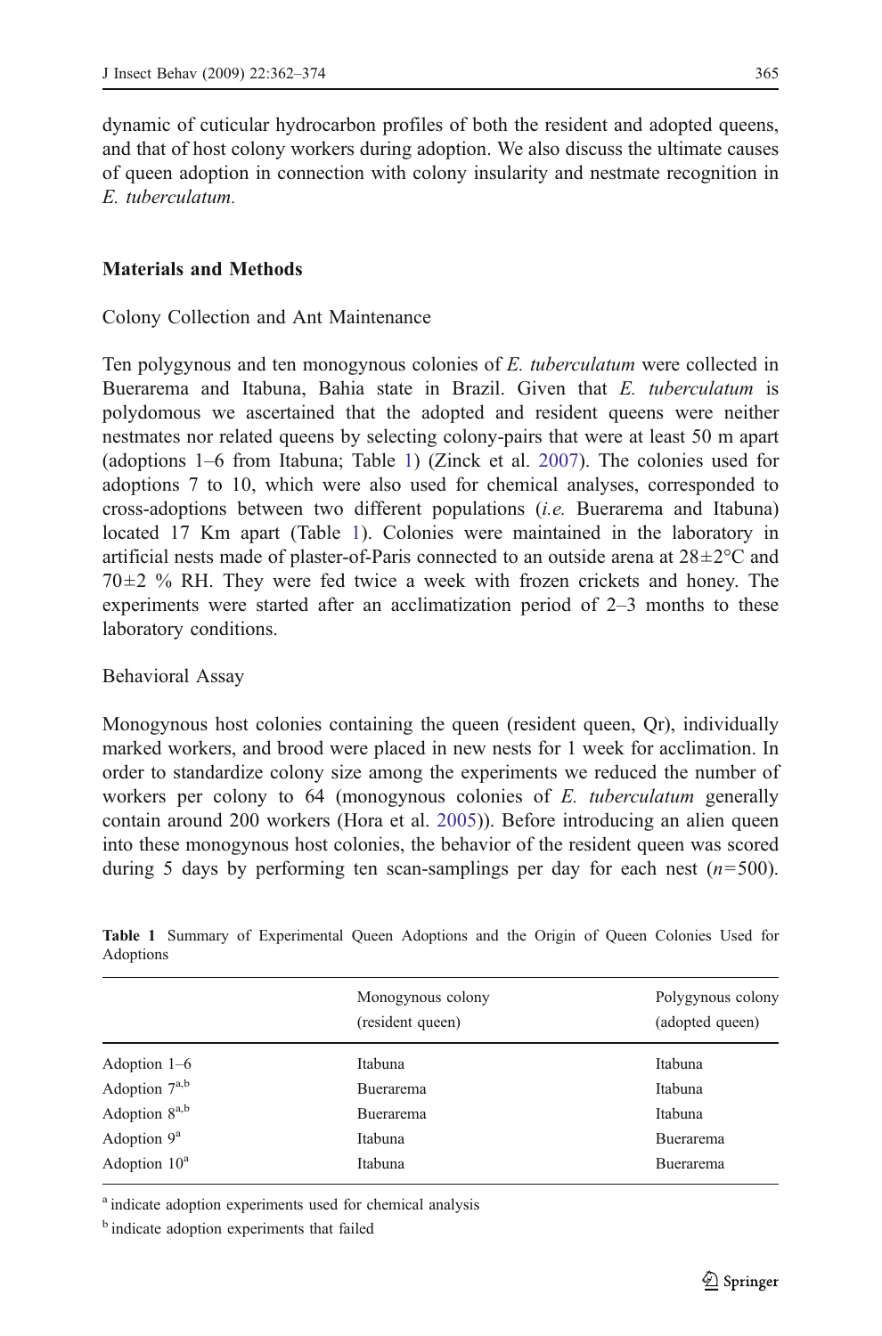dynamic of cuticular hydrocarbon profiles of both the resident and adopted queens, and that of host colony workers during adoption. We also discuss the ultimate causes of queen adoption in connection with colony insularity and nestmate recognition in *E. tuberculatum*.

## Materials and Methods

### Colony Collection and Ant Maintenance

Ten polygynous and ten monogynous colonies of *E. tuberculatum* were collected in Buerarema and Itabuna, Bahia state in Brazil. Given that *E. tuberculatum* is polydomous we ascertained that the adopted and resident queens were neither nestmates nor related queens by selecting colony-pairs that were at least 50 m apart (adoptions 1–6 from Itabuna; Table 1) (Zinck et al. 2007). The colonies used for adoptions 7 to 10, which were also used for chemical analyses, corresponded to cross-adoptions between two different populations (*i.e.* Buerarema and Itabuna) located 17 Km apart (Table 1). Colonies were maintained in the laboratory in artificial nests made of plaster-of-Paris connected to an outside arena at 28±2°C and 70±2 % RH. They were fed twice a week with frozen crickets and honey. The experiments were started after an acclimatization period of 2–3 months to these laboratory conditions.

### Behavioral Assay

Monogynous host colonies containing the queen (resident queen, Qr), individually marked workers, and brood were placed in new nests for 1 week for acclimation. In order to standardize colony size among the experiments we reduced the number of workers per colony to 64 (monogynous colonies of *E. tuberculatum* generally contain around 200 workers (Hora et al. 2005)). Before introducing an alien queen into these monogynous host colonies, the behavior of the resident queen was scored during 5 days by performing ten scan-samplings per day for each nest ($n=500$).

**Table 1** Summary of Experimental Queen Adoptions and the Origin of Queen Colonies Used for Adoptions

| | Monogynous colony (resident queen) | Polygynous colony (adopted queen) |
|---|---|---|
| Adoption 1–6 | Itabuna | Itabuna |
| Adoption 7[a,b] | Buerarema | Itabuna |
| Adoption 8[a,b] | Buerarema | Itabuna |
| Adoption 9[a] | Itabuna | Buerarema |
| Adoption 10[a] | Itabuna | Buerarema |

[a] indicate adoption experiments used for chemical analysis

[b] indicate adoption experiments that failed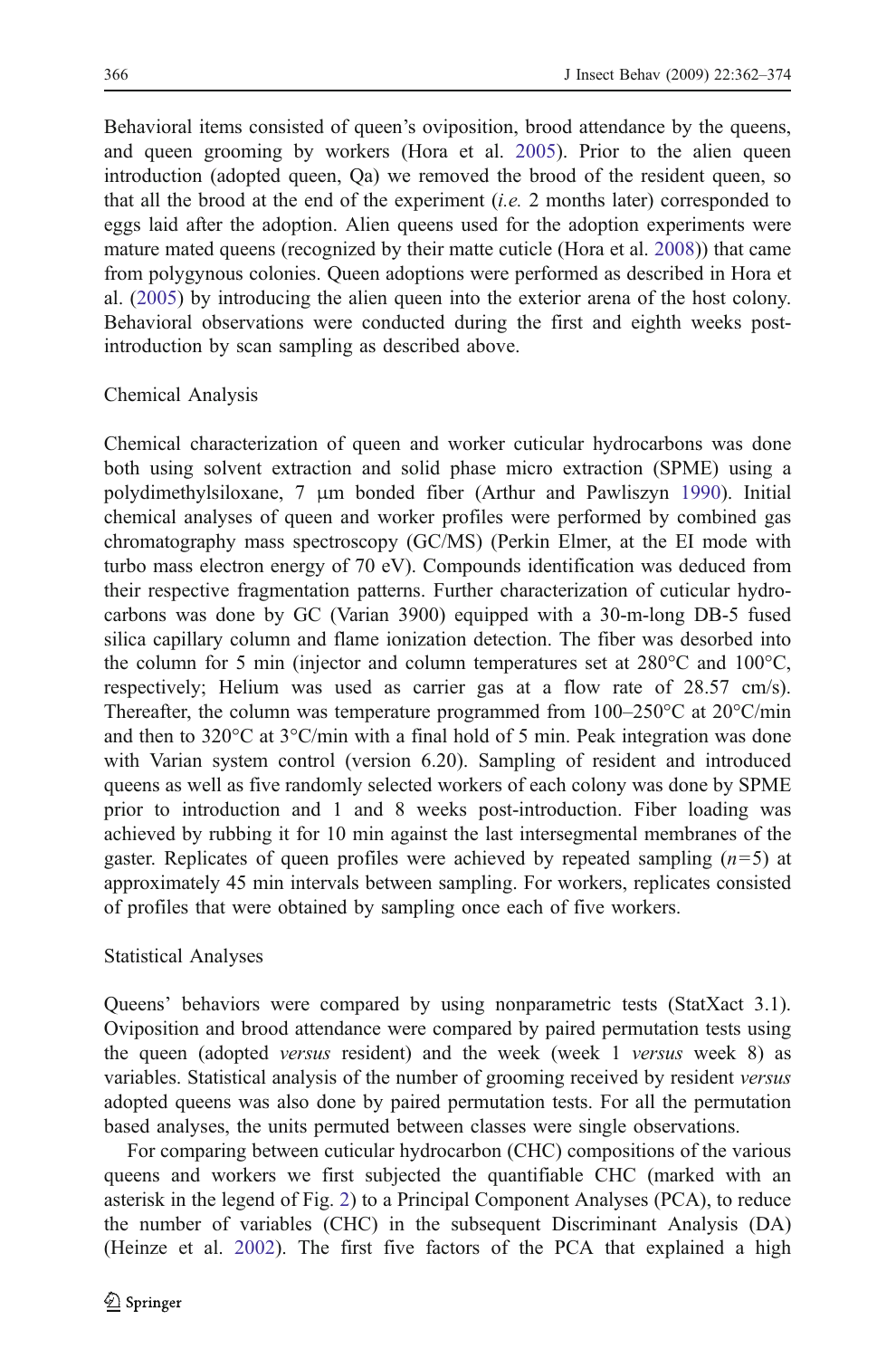Behavioral items consisted of queen's oviposition, brood attendance by the queens, and queen grooming by workers (Hora et al. 2005). Prior to the alien queen introduction (adopted queen, Qa) we removed the brood of the resident queen, so that all the brood at the end of the experiment (*i.e.* 2 months later) corresponded to eggs laid after the adoption. Alien queens used for the adoption experiments were mature mated queens (recognized by their matte cuticle (Hora et al. 2008)) that came from polygynous colonies. Queen adoptions were performed as described in Hora et al. (2005) by introducing the alien queen into the exterior arena of the host colony. Behavioral observations were conducted during the first and eighth weeks post-introduction by scan sampling as described above.

## Chemical Analysis

Chemical characterization of queen and worker cuticular hydrocarbons was done both using solvent extraction and solid phase micro extraction (SPME) using a polydimethylsiloxane, 7 µm bonded fiber (Arthur and Pawliszyn 1990). Initial chemical analyses of queen and worker profiles were performed by combined gas chromatography mass spectroscopy (GC/MS) (Perkin Elmer, at the EI mode with turbo mass electron energy of 70 eV). Compounds identification was deduced from their respective fragmentation patterns. Further characterization of cuticular hydrocarbons was done by GC (Varian 3900) equipped with a 30-m-long DB-5 fused silica capillary column and flame ionization detection. The fiber was desorbed into the column for 5 min (injector and column temperatures set at 280°C and 100°C, respectively; Helium was used as carrier gas at a flow rate of 28.57 cm/s). Thereafter, the column was temperature programmed from 100–250°C at 20°C/min and then to 320°C at 3°C/min with a final hold of 5 min. Peak integration was done with Varian system control (version 6.20). Sampling of resident and introduced queens as well as five randomly selected workers of each colony was done by SPME prior to introduction and 1 and 8 weeks post-introduction. Fiber loading was achieved by rubbing it for 10 min against the last intersegmental membranes of the gaster. Replicates of queen profiles were achieved by repeated sampling ($n=5$) at approximately 45 min intervals between sampling. For workers, replicates consisted of profiles that were obtained by sampling once each of five workers.

## Statistical Analyses

Queens' behaviors were compared by using nonparametric tests (StatXact 3.1). Oviposition and brood attendance were compared by paired permutation tests using the queen (adopted *versus* resident) and the week (week 1 *versus* week 8) as variables. Statistical analysis of the number of grooming received by resident *versus* adopted queens was also done by paired permutation tests. For all the permutation based analyses, the units permuted between classes were single observations.

For comparing between cuticular hydrocarbon (CHC) compositions of the various queens and workers we first subjected the quantifiable CHC (marked with an asterisk in the legend of Fig. 2) to a Principal Component Analyses (PCA), to reduce the number of variables (CHC) in the subsequent Discriminant Analysis (DA) (Heinze et al. 2002). The first five factors of the PCA that explained a high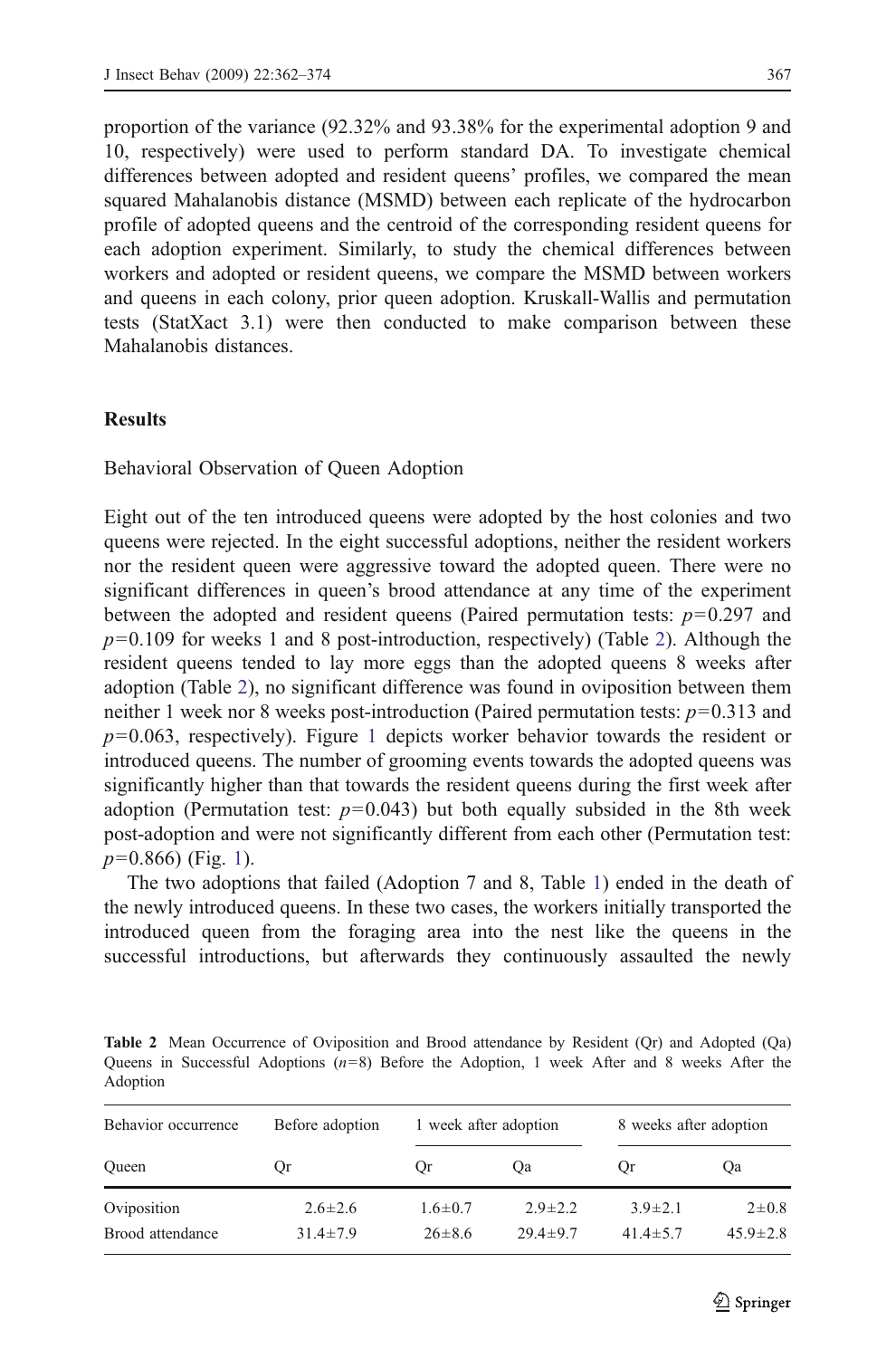proportion of the variance (92.32% and 93.38% for the experimental adoption 9 and 10, respectively) were used to perform standard DA. To investigate chemical differences between adopted and resident queens' profiles, we compared the mean squared Mahalanobis distance (MSMD) between each replicate of the hydrocarbon profile of adopted queens and the centroid of the corresponding resident queens for each adoption experiment. Similarly, to study the chemical differences between workers and adopted or resident queens, we compare the MSMD between workers and queens in each colony, prior queen adoption. Kruskall-Wallis and permutation tests (StatXact 3.1) were then conducted to make comparison between these Mahalanobis distances.

## Results

### Behavioral Observation of Queen Adoption

Eight out of the ten introduced queens were adopted by the host colonies and two queens were rejected. In the eight successful adoptions, neither the resident workers nor the resident queen were aggressive toward the adopted queen. There were no significant differences in queen's brood attendance at any time of the experiment between the adopted and resident queens (Paired permutation tests: $p=0.297$ and $p=0.109$ for weeks 1 and 8 post-introduction, respectively) (Table 2). Although the resident queens tended to lay more eggs than the adopted queens 8 weeks after adoption (Table 2), no significant difference was found in oviposition between them neither 1 week nor 8 weeks post-introduction (Paired permutation tests: $p=0.313$ and $p=0.063$, respectively). Figure 1 depicts worker behavior towards the resident or introduced queens. The number of grooming events towards the adopted queens was significantly higher than that towards the resident queens during the first week after adoption (Permutation test: $p=0.043$) but both equally subsided in the 8th week post-adoption and were not significantly different from each other (Permutation test: $p=0.866$) (Fig. 1).

The two adoptions that failed (Adoption 7 and 8, Table 1) ended in the death of the newly introduced queens. In these two cases, the workers initially transported the introduced queen from the foraging area into the nest like the queens in the successful introductions, but afterwards they continuously assaulted the newly

**Table 2** Mean Occurrence of Oviposition and Brood attendance by Resident (Qr) and Adopted (Qa) Queens in Successful Adoptions ($n=8$) Before the Adoption, 1 week After and 8 weeks After the Adoption

| Behavior occurrence | Before adoption | 1 week after adoption | | 8 weeks after adoption | |
|---|---|---|---|---|---|
| Queen | Qr | Qr | Qa | Qr | Qa |
| Oviposition | 2.6±2.6 | 1.6±0.7 | 2.9±2.2 | 3.9±2.1 | 2±0.8 |
| Brood attendance | 31.4±7.9 | 26±8.6 | 29.4±9.7 | 41.4±5.7 | 45.9±2.8 |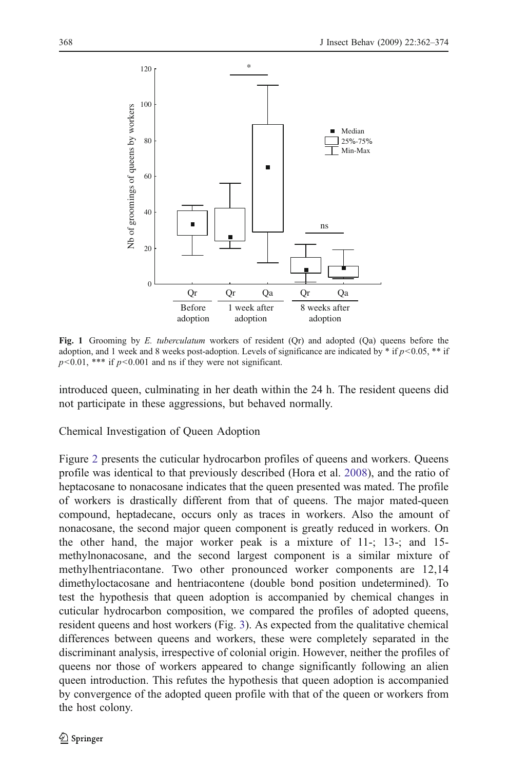**Fig. 1** Grooming by *E. tuberculatum* workers of resident (Qr) and adopted (Qa) queens before the adoption, and 1 week and 8 weeks post-adoption. Levels of significance are indicated by * if $p<0.05$, ** if $p<0.01$, *** if $p<0.001$ and ns if they were not significant.

introduced queen, culminating in her death within the 24 h. The resident queens did not participate in these aggressions, but behaved normally.

## Chemical Investigation of Queen Adoption

Figure 2 presents the cuticular hydrocarbon profiles of queens and workers. Queens profile was identical to that previously described (Hora et al. 2008), and the ratio of heptacosane to nonacosane indicates that the queen presented was mated. The profile of workers is drastically different from that of queens. The major mated-queen compound, heptadecane, occurs only as traces in workers. Also the amount of nonacosane, the second major queen component is greatly reduced in workers. On the other hand, the major worker peak is a mixture of 11-; 13-; and 15-methylnonacosane, and the second largest component is a similar mixture of methylhentriacontane. Two other pronounced worker components are 12,14 dimethyloctacosane and hentriacontene (double bond position undetermined). To test the hypothesis that queen adoption is accompanied by chemical changes in cuticular hydrocarbon composition, we compared the profiles of adopted queens, resident queens and host workers (Fig. 3). As expected from the qualitative chemical differences between queens and workers, these were completely separated in the discriminant analysis, irrespective of colonial origin. However, neither the profiles of queens nor those of workers appeared to change significantly following an alien queen introduction. This refutes the hypothesis that queen adoption is accompanied by convergence of the adopted queen profile with that of the queen or workers from the host colony.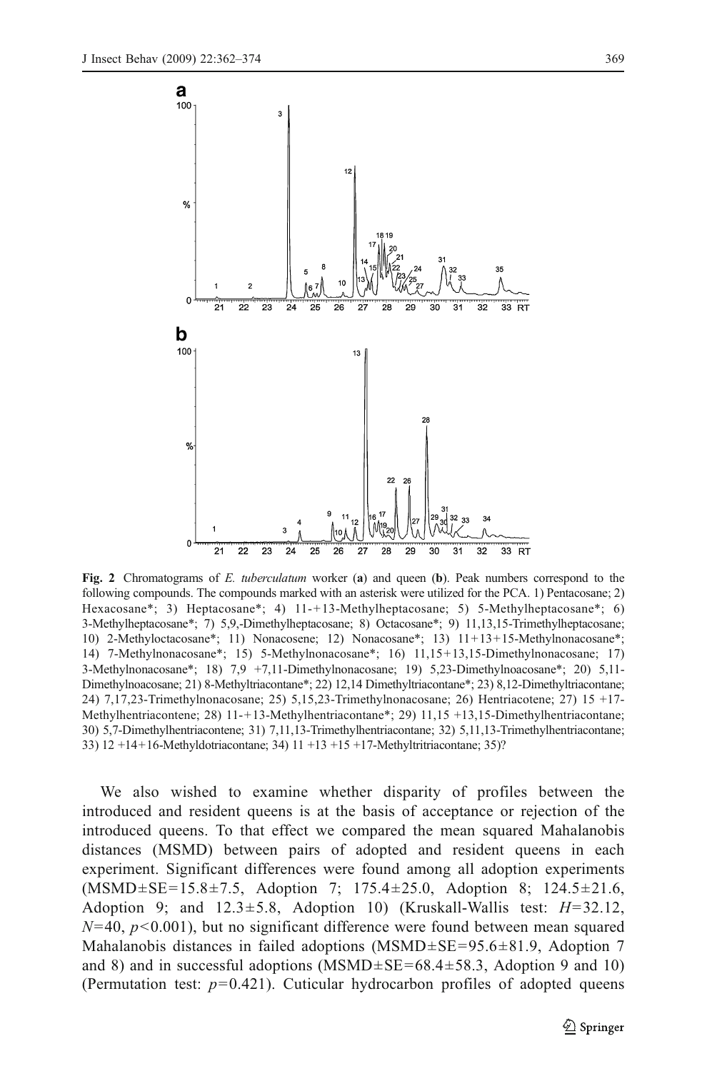**Fig. 2** Chromatograms of *E. tuberculatum* worker (**a**) and queen (**b**). Peak numbers correspond to the following compounds. The compounds marked with an asterisk were utilized for the PCA. 1) Pentacosane; 2) Hexacosane*; 3) Heptacosane*; 4) 11-+13-Methylheptacosane; 5) 5-Methylheptacosane*; 6) 3-Methylheptacosane*; 7) 5,9,-Dimethylheptacosane; 8) Octacosane*; 9) 11,13,15-Trimethylheptacosane; 10) 2-Methyloctacosane*; 11) Nonacosene; 12) Nonacosane*; 13) 11+13+15-Methylnonacosane*; 14) 7-Methylnonacosane*; 15) 5-Methylnonacosane*; 16) 11,15+13,15-Dimethylnonacosane; 17) 3-Methylnonacosane*; 18) 7,9 +7,11-Dimethylnonacosane; 19) 5,23-Dimethylnoacosane*; 20) 5,11-Dimethylnoacosane; 21) 8-Methyltriacontane*; 22) 12,14 Dimethyltriacontane*; 23) 8,12-Dimethyltriacontane; 24) 7,17,23-Trimethylnonacosane; 25) 5,15,23-Trimethylnonacosane; 26) Hentriacotene; 27) 15 +17-Methylhentriacontene; 28) 11-+13-Methylhentriacontane*; 29) 11,15 +13,15-Dimethylhentriacontane; 30) 5,7-Dimethylhentriacontene; 31) 7,11,13-Trimethylhentriacontane; 32) 5,11,13-Trimethylhentriacontane; 33) 12 +14+16-Methyldotriacontane; 34) 11 +13 +15 +17-Methyltritriacontane; 35)?

We also wished to examine whether disparity of profiles between the introduced and resident queens is at the basis of acceptance or rejection of the introduced queens. To that effect we compared the mean squared Mahalanobis distances (MSMD) between pairs of adopted and resident queens in each experiment. Significant differences were found among all adoption experiments (MSMD±SE=15.8±7.5, Adoption 7; 175.4±25.0, Adoption 8; 124.5±21.6, Adoption 9; and 12.3±5.8, Adoption 10) (Kruskall-Wallis test: $H=32.12$, $N=40$, $p<0.001$), but no significant difference were found between mean squared Mahalanobis distances in failed adoptions (MSMD±SE=95.6±81.9, Adoption 7 and 8) and in successful adoptions (MSMD±SE=68.4±58.3, Adoption 9 and 10) (Permutation test: $p=0.421$). Cuticular hydrocarbon profiles of adopted queens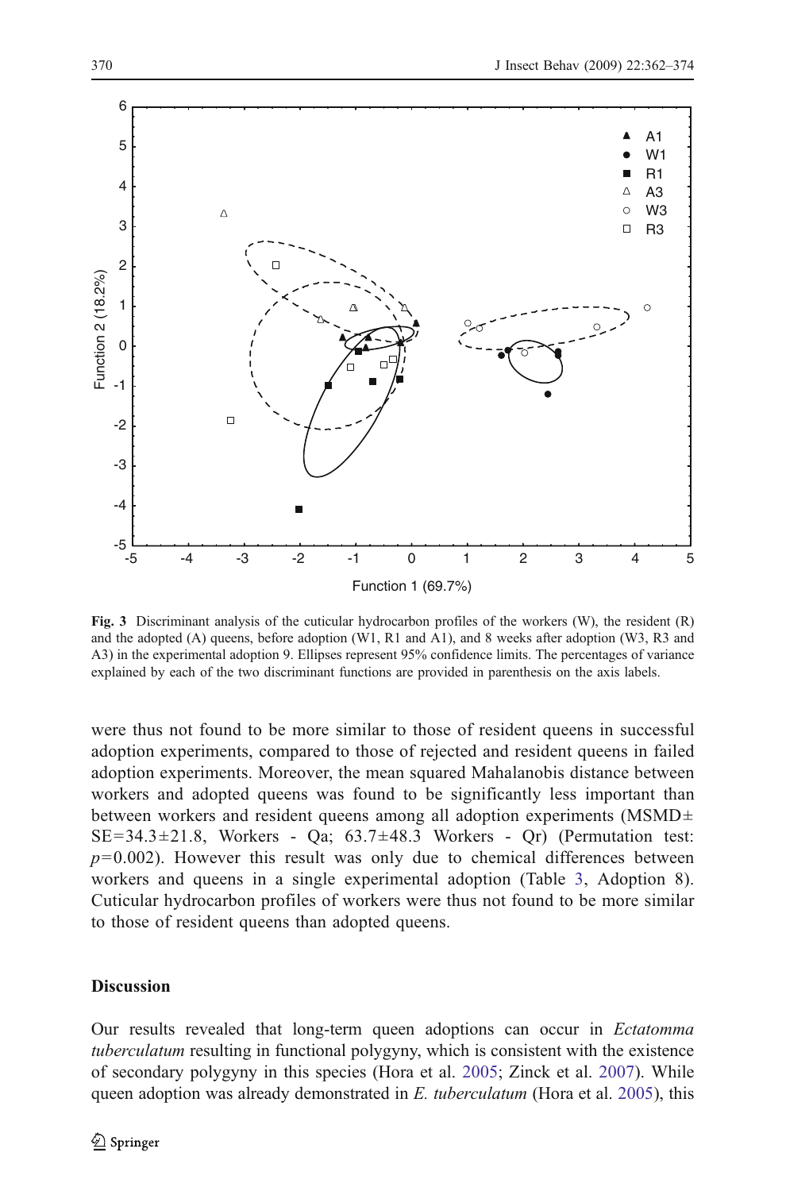Fig. 3 Discriminant analysis of the cuticular hydrocarbon profiles of the workers (W), the resident (R) and the adopted (A) queens, before adoption (W1, R1 and A1), and 8 weeks after adoption (W3, R3 and A3) in the experimental adoption 9. Ellipses represent 95% confidence limits. The percentages of variance explained by each of the two discriminant functions are provided in parenthesis on the axis labels.

were thus not found to be more similar to those of resident queens in successful adoption experiments, compared to those of rejected and resident queens in failed adoption experiments. Moreover, the mean squared Mahalanobis distance between workers and adopted queens was found to be significantly less important than between workers and resident queens among all adoption experiments (MSMD± SE=34.3±21.8, Workers - Qa; 63.7±48.3 Workers - Qr) (Permutation test: $p=0.002$). However this result was only due to chemical differences between workers and queens in a single experimental adoption (Table 3, Adoption 8). Cuticular hydrocarbon profiles of workers were thus not found to be more similar to those of resident queens than adopted queens.

## Discussion

Our results revealed that long-term queen adoptions can occur in *Ectatomma tuberculatum* resulting in functional polygyny, which is consistent with the existence of secondary polygyny in this species (Hora et al. 2005; Zinck et al. 2007). While queen adoption was already demonstrated in *E. tuberculatum* (Hora et al. 2005), this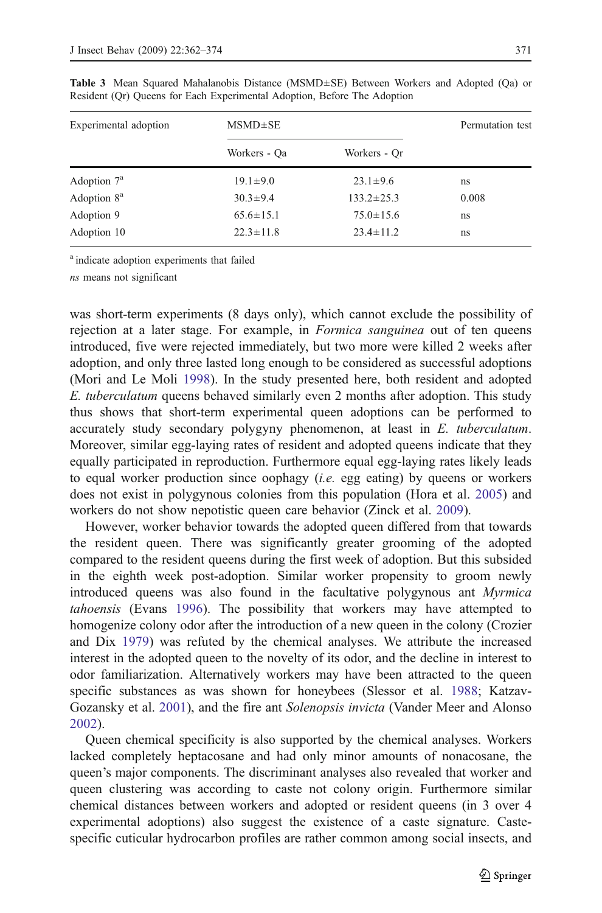**Table 3** Mean Squared Mahalanobis Distance (MSMD±SE) Between Workers and Adopted (Qa) or Resident (Qr) Queens for Each Experimental Adoption, Before The Adoption

| Experimental adoption | MSMD±SE | | Permutation test |
|---|---|---|---|
| | Workers - Qa | Workers - Qr | |
| Adoption 7[a] | 19.1±9.0 | 23.1±9.6 | ns |
| Adoption 8[a] | 30.3±9.4 | 133.2±25.3 | 0.008 |
| Adoption 9 | 65.6±15.1 | 75.0±15.6 | ns |
| Adoption 10 | 22.3±11.8 | 23.4±11.2 | ns |

[a] indicate adoption experiments that failed

*ns* means not significant

was short-term experiments (8 days only), which cannot exclude the possibility of rejection at a later stage. For example, in *Formica sanguinea* out of ten queens introduced, five were rejected immediately, but two more were killed 2 weeks after adoption, and only three lasted long enough to be considered as successful adoptions (Mori and Le Moli 1998). In the study presented here, both resident and adopted *E. tuberculatum* queens behaved similarly even 2 months after adoption. This study thus shows that short-term experimental queen adoptions can be performed to accurately study secondary polygyny phenomenon, at least in *E. tuberculatum*. Moreover, similar egg-laying rates of resident and adopted queens indicate that they equally participated in reproduction. Furthermore equal egg-laying rates likely leads to equal worker production since oophagy (*i.e.* egg eating) by queens or workers does not exist in polygynous colonies from this population (Hora et al. 2005) and workers do not show nepotistic queen care behavior (Zinck et al. 2009).

However, worker behavior towards the adopted queen differed from that towards the resident queen. There was significantly greater grooming of the adopted compared to the resident queens during the first week of adoption. But this subsided in the eighth week post-adoption. Similar worker propensity to groom newly introduced queens was also found in the facultative polygynous ant *Myrmica tahoensis* (Evans 1996). The possibility that workers may have attempted to homogenize colony odor after the introduction of a new queen in the colony (Crozier and Dix 1979) was refuted by the chemical analyses. We attribute the increased interest in the adopted queen to the novelty of its odor, and the decline in interest to odor familiarization. Alternatively workers may have been attracted to the queen specific substances as was shown for honeybees (Slessor et al. 1988; Katzav-Gozansky et al. 2001), and the fire ant *Solenopsis invicta* (Vander Meer and Alonso 2002).

Queen chemical specificity is also supported by the chemical analyses. Workers lacked completely heptacosane and had only minor amounts of nonacosane, the queen's major components. The discriminant analyses also revealed that worker and queen clustering was according to caste not colony origin. Furthermore similar chemical distances between workers and adopted or resident queens (in 3 over 4 experimental adoptions) also suggest the existence of a caste signature. Caste-specific cuticular hydrocarbon profiles are rather common among social insects, and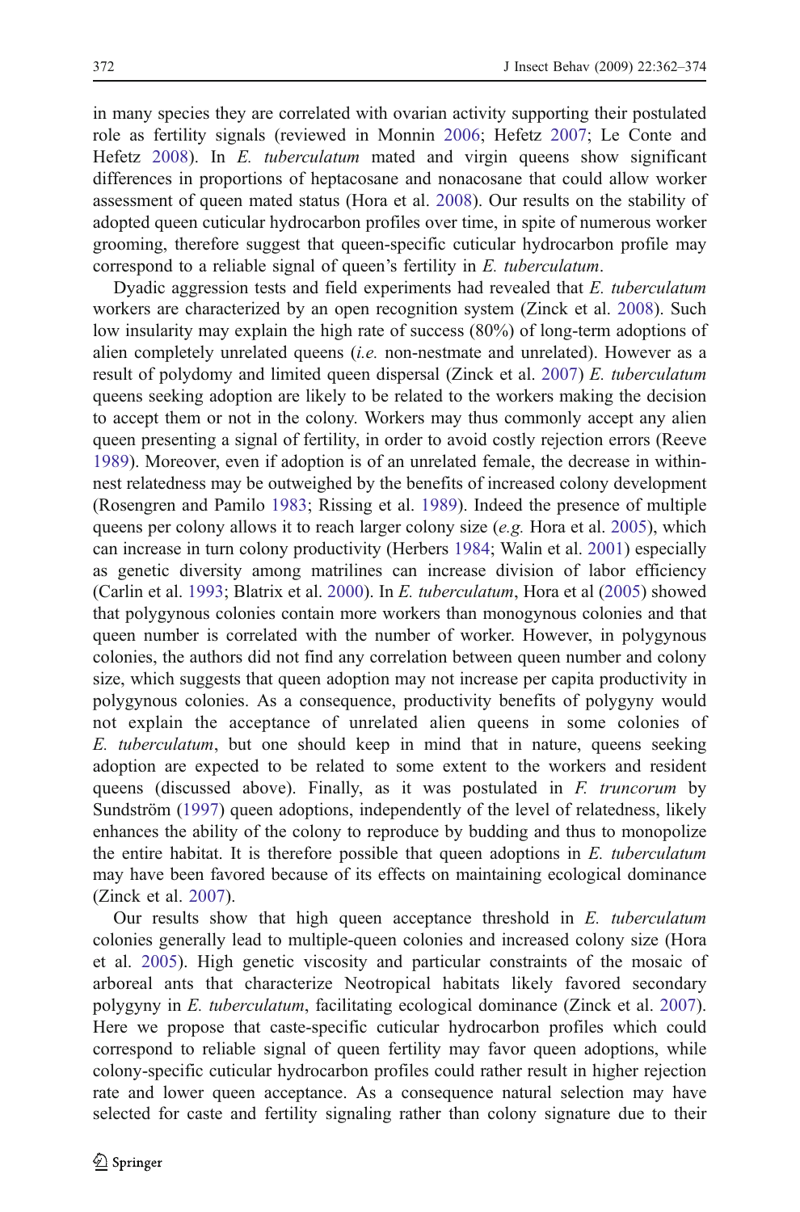in many species they are correlated with ovarian activity supporting their postulated role as fertility signals (reviewed in Monnin 2006; Hefetz 2007; Le Conte and Hefetz 2008). In *E. tuberculatum* mated and virgin queens show significant differences in proportions of heptacosane and nonacosane that could allow worker assessment of queen mated status (Hora et al. 2008). Our results on the stability of adopted queen cuticular hydrocarbon profiles over time, in spite of numerous worker grooming, therefore suggest that queen-specific cuticular hydrocarbon profile may correspond to a reliable signal of queen's fertility in *E. tuberculatum*.

Dyadic aggression tests and field experiments had revealed that *E. tuberculatum* workers are characterized by an open recognition system (Zinck et al. 2008). Such low insularity may explain the high rate of success (80%) of long-term adoptions of alien completely unrelated queens (*i.e.* non-nestmate and unrelated). However as a result of polydomy and limited queen dispersal (Zinck et al. 2007) *E. tuberculatum* queens seeking adoption are likely to be related to the workers making the decision to accept them or not in the colony. Workers may thus commonly accept any alien queen presenting a signal of fertility, in order to avoid costly rejection errors (Reeve 1989). Moreover, even if adoption is of an unrelated female, the decrease in within-nest relatedness may be outweighed by the benefits of increased colony development (Rosengren and Pamilo 1983; Rissing et al. 1989). Indeed the presence of multiple queens per colony allows it to reach larger colony size (*e.g.* Hora et al. 2005), which can increase in turn colony productivity (Herbers 1984; Walin et al. 2001) especially as genetic diversity among matrilines can increase division of labor efficiency (Carlin et al. 1993; Blatrix et al. 2000). In *E. tuberculatum*, Hora et al (2005) showed that polygynous colonies contain more workers than monogynous colonies and that queen number is correlated with the number of worker. However, in polygynous colonies, the authors did not find any correlation between queen number and colony size, which suggests that queen adoption may not increase per capita productivity in polygynous colonies. As a consequence, productivity benefits of polygyny would not explain the acceptance of unrelated alien queens in some colonies of *E. tuberculatum*, but one should keep in mind that in nature, queens seeking adoption are expected to be related to some extent to the workers and resident queens (discussed above). Finally, as it was postulated in *F. truncorum* by Sundström (1997) queen adoptions, independently of the level of relatedness, likely enhances the ability of the colony to reproduce by budding and thus to monopolize the entire habitat. It is therefore possible that queen adoptions in *E. tuberculatum* may have been favored because of its effects on maintaining ecological dominance (Zinck et al. 2007).

Our results show that high queen acceptance threshold in *E. tuberculatum* colonies generally lead to multiple-queen colonies and increased colony size (Hora et al. 2005). High genetic viscosity and particular constraints of the mosaic of arboreal ants that characterize Neotropical habitats likely favored secondary polygyny in *E. tuberculatum*, facilitating ecological dominance (Zinck et al. 2007). Here we propose that caste-specific cuticular hydrocarbon profiles which could correspond to reliable signal of queen fertility may favor queen adoptions, while colony-specific cuticular hydrocarbon profiles could rather result in higher rejection rate and lower queen acceptance. As a consequence natural selection may have selected for caste and fertility signaling rather than colony signature due to their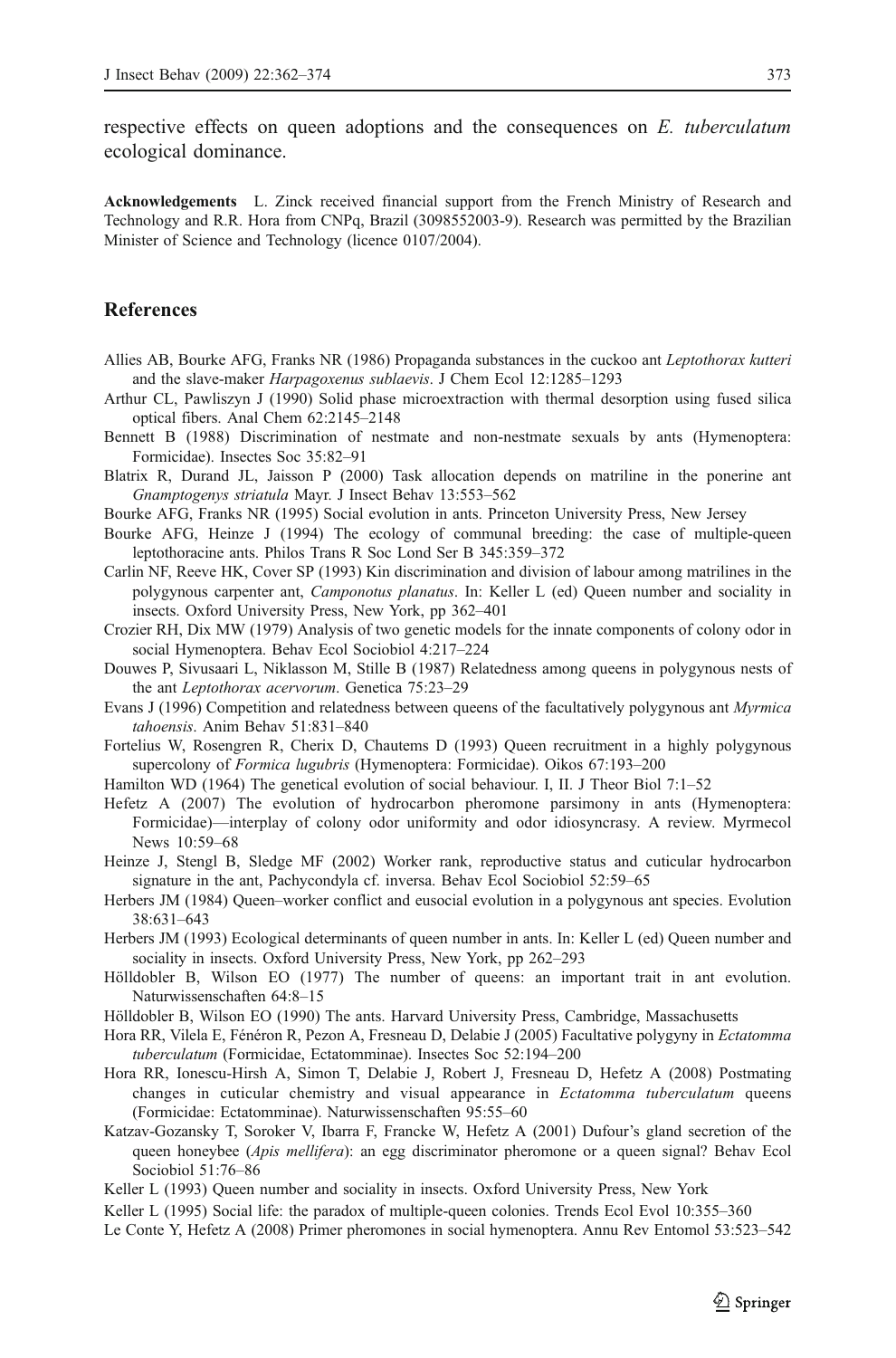respective effects on queen adoptions and the consequences on *E. tuberculatum* ecological dominance.

**Acknowledgements** L. Zinck received financial support from the French Ministry of Research and Technology and R.R. Hora from CNPq, Brazil (3098552003-9). Research was permitted by the Brazilian Minister of Science and Technology (licence 0107/2004).

## References

Allies AB, Bourke AFG, Franks NR (1986) Propaganda substances in the cuckoo ant *Leptothorax kutteri* and the slave-maker *Harpagoxenus sublaevis*. J Chem Ecol 12:1285–1293

Arthur CL, Pawliszyn J (1990) Solid phase microextraction with thermal desorption using fused silica optical fibers. Anal Chem 62:2145–2148

Bennett B (1988) Discrimination of nestmate and non-nestmate sexuals by ants (Hymenoptera: Formicidae). Insectes Soc 35:82–91

Blatrix R, Durand JL, Jaisson P (2000) Task allocation depends on matriline in the ponerine ant *Gnamptogenys striatula* Mayr. J Insect Behav 13:553–562

Bourke AFG, Franks NR (1995) Social evolution in ants. Princeton University Press, New Jersey

Bourke AFG, Heinze J (1994) The ecology of communal breeding: the case of multiple-queen leptothoracine ants. Philos Trans R Soc Lond Ser B 345:359–372

Carlin NF, Reeve HK, Cover SP (1993) Kin discrimination and division of labour among matrilines in the polygynous carpenter ant, *Camponotus planatus*. In: Keller L (ed) Queen number and sociality in insects. Oxford University Press, New York, pp 362–401

Crozier RH, Dix MW (1979) Analysis of two genetic models for the innate components of colony odor in social Hymenoptera. Behav Ecol Sociobiol 4:217–224

Douwes P, Sivusaari L, Niklasson M, Stille B (1987) Relatedness among queens in polygynous nests of the ant *Leptothorax acervorum*. Genetica 75:23–29

Evans J (1996) Competition and relatedness between queens of the facultatively polygynous ant *Myrmica tahoensis*. Anim Behav 51:831–840

Fortelius W, Rosengren R, Cherix D, Chautems D (1993) Queen recruitment in a highly polygynous supercolony of *Formica lugubris* (Hymenoptera: Formicidae). Oikos 67:193–200

Hamilton WD (1964) The genetical evolution of social behaviour. I, II. J Theor Biol 7:1–52

Hefetz A (2007) The evolution of hydrocarbon pheromone parsimony in ants (Hymenoptera: Formicidae)—interplay of colony odor uniformity and odor idiosyncrasy. A review. Myrmecol News 10:59–68

Heinze J, Stengl B, Sledge MF (2002) Worker rank, reproductive status and cuticular hydrocarbon signature in the ant, Pachycondyla cf. inversa. Behav Ecol Sociobiol 52:59–65

Herbers JM (1984) Queen–worker conflict and eusocial evolution in a polygynous ant species. Evolution 38:631–643

Herbers JM (1993) Ecological determinants of queen number in ants. In: Keller L (ed) Queen number and sociality in insects. Oxford University Press, New York, pp 262–293

Hölldobler B, Wilson EO (1977) The number of queens: an important trait in ant evolution. Naturwissenschaften 64:8–15

Hölldobler B, Wilson EO (1990) The ants. Harvard University Press, Cambridge, Massachusetts

Hora RR, Vilela E, Fénéron R, Pezon A, Fresneau D, Delabie J (2005) Facultative polygyny in *Ectatomma tuberculatum* (Formicidae, Ectatomminae). Insectes Soc 52:194–200

Hora RR, Ionescu-Hirsh A, Simon T, Delabie J, Robert J, Fresneau D, Hefetz A (2008) Postmating changes in cuticular chemistry and visual appearance in *Ectatomma tuberculatum* queens (Formicidae: Ectatomminae). Naturwissenschaften 95:55–60

Katzav-Gozansky T, Soroker V, Ibarra F, Francke W, Hefetz A (2001) Dufour's gland secretion of the queen honeybee (*Apis mellifera*): an egg discriminator pheromone or a queen signal? Behav Ecol Sociobiol 51:76–86

Keller L (1993) Queen number and sociality in insects. Oxford University Press, New York

Keller L (1995) Social life: the paradox of multiple-queen colonies. Trends Ecol Evol 10:355–360

Le Conte Y, Hefetz A (2008) Primer pheromones in social hymenoptera. Annu Rev Entomol 53:523–542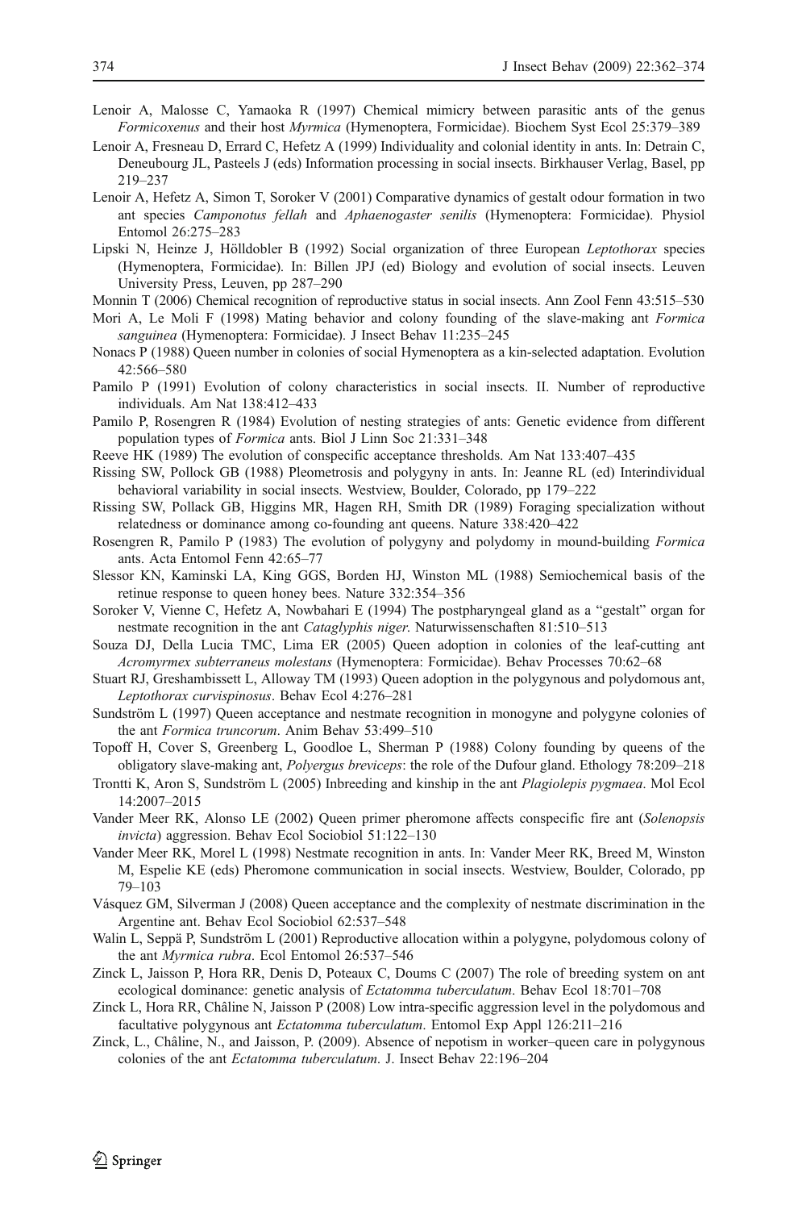Lenoir A, Malosse C, Yamaoka R (1997) Chemical mimicry between parasitic ants of the genus *Formicoxenus* and their host *Myrmica* (Hymenoptera, Formicidae). Biochem Syst Ecol 25:379–389

Lenoir A, Fresneau D, Errard C, Hefetz A (1999) Individuality and colonial identity in ants. In: Detrain C, Deneubourg JL, Pasteels J (eds) Information processing in social insects. Birkhauser Verlag, Basel, pp 219–237

Lenoir A, Hefetz A, Simon T, Soroker V (2001) Comparative dynamics of gestalt odour formation in two ant species *Camponotus fellah* and *Aphaenogaster senilis* (Hymenoptera: Formicidae). Physiol Entomol 26:275–283

Lipski N, Heinze J, Hölldobler B (1992) Social organization of three European *Leptothorax* species (Hymenoptera, Formicidae). In: Billen JPJ (ed) Biology and evolution of social insects. Leuven University Press, Leuven, pp 287–290

Monnin T (2006) Chemical recognition of reproductive status in social insects. Ann Zool Fenn 43:515–530

Mori A, Le Moli F (1998) Mating behavior and colony founding of the slave-making ant *Formica sanguinea* (Hymenoptera: Formicidae). J Insect Behav 11:235–245

Nonacs P (1988) Queen number in colonies of social Hymenoptera as a kin-selected adaptation. Evolution 42:566–580

Pamilo P (1991) Evolution of colony characteristics in social insects. II. Number of reproductive individuals. Am Nat 138:412–433

Pamilo P, Rosengren R (1984) Evolution of nesting strategies of ants: Genetic evidence from different population types of *Formica* ants. Biol J Linn Soc 21:331–348

Reeve HK (1989) The evolution of conspecific acceptance thresholds. Am Nat 133:407–435

Rissing SW, Pollock GB (1988) Pleometrosis and polygyny in ants. In: Jeanne RL (ed) Interindividual behavioral variability in social insects. Westview, Boulder, Colorado, pp 179–222

Rissing SW, Pollack GB, Higgins MR, Hagen RH, Smith DR (1989) Foraging specialization without relatedness or dominance among co-founding ant queens. Nature 338:420–422

Rosengren R, Pamilo P (1983) The evolution of polygyny and polydomy in mound-building *Formica* ants. Acta Entomol Fenn 42:65–77

Slessor KN, Kaminski LA, King GGS, Borden HJ, Winston ML (1988) Semiochemical basis of the retinue response to queen honey bees. Nature 332:354–356

Soroker V, Vienne C, Hefetz A, Nowbahari E (1994) The postpharyngeal gland as a "gestalt" organ for nestmate recognition in the ant *Cataglyphis niger*. Naturwissenschaften 81:510–513

Souza DJ, Della Lucia TMC, Lima ER (2005) Queen adoption in colonies of the leaf-cutting ant *Acromyrmex subterraneus molestans* (Hymenoptera: Formicidae). Behav Processes 70:62–68

Stuart RJ, Greshambissett L, Alloway TM (1993) Queen adoption in the polygynous and polydomous ant, *Leptothorax curvispinosus*. Behav Ecol 4:276–281

Sundström L (1997) Queen acceptance and nestmate recognition in monogyne and polygyne colonies of the ant *Formica truncorum*. Anim Behav 53:499–510

Topoff H, Cover S, Greenberg L, Goodloe L, Sherman P (1988) Colony founding by queens of the obligatory slave-making ant, *Polyergus breviceps*: the role of the Dufour gland. Ethology 78:209–218

Trontti K, Aron S, Sundström L (2005) Inbreeding and kinship in the ant *Plagiolepis pygmaea*. Mol Ecol 14:2007–2015

Vander Meer RK, Alonso LE (2002) Queen primer pheromone affects conspecific fire ant (*Solenopsis invicta*) aggression. Behav Ecol Sociobiol 51:122–130

Vander Meer RK, Morel L (1998) Nestmate recognition in ants. In: Vander Meer RK, Breed M, Winston M, Espelie KE (eds) Pheromone communication in social insects. Westview, Boulder, Colorado, pp 79–103

Vásquez GM, Silverman J (2008) Queen acceptance and the complexity of nestmate discrimination in the Argentine ant. Behav Ecol Sociobiol 62:537–548

Walin L, Seppä P, Sundström L (2001) Reproductive allocation within a polygyne, polydomous colony of the ant *Myrmica rubra*. Ecol Entomol 26:537–546

Zinck L, Jaisson P, Hora RR, Denis D, Poteaux C, Doums C (2007) The role of breeding system on ant ecological dominance: genetic analysis of *Ectatomma tuberculatum*. Behav Ecol 18:701–708

Zinck L, Hora RR, Châline N, Jaisson P (2008) Low intra-specific aggression level in the polydomous and facultative polygynous ant *Ectatomma tuberculatum*. Entomol Exp Appl 126:211–216

Zinck, L., Châline, N., and Jaisson, P. (2009). Absence of nepotism in worker–queen care in polygynous colonies of the ant *Ectatomma tuberculatum*. J. Insect Behav 22:196–204